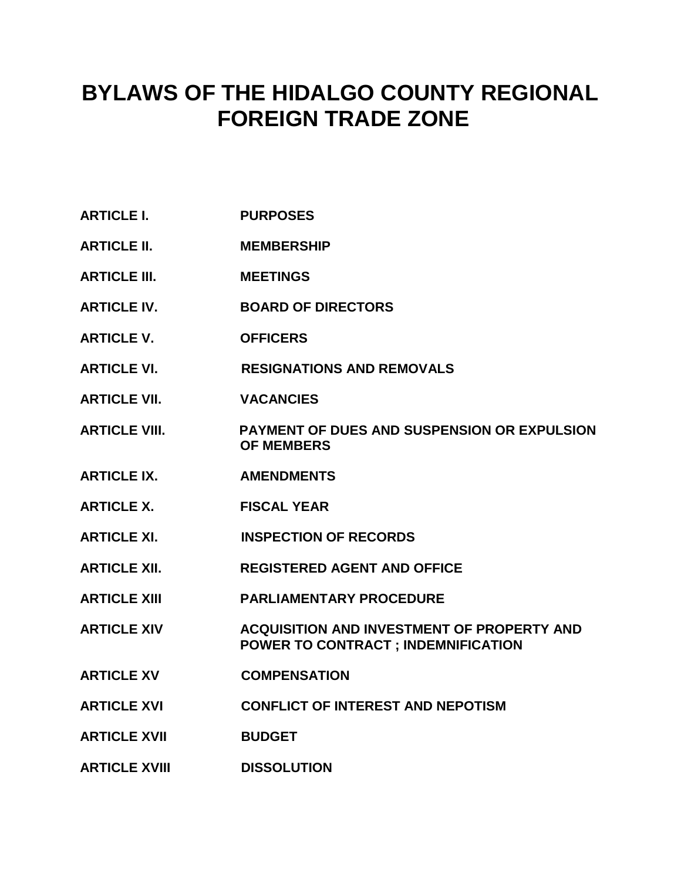# BYLAWS OF THE HIDALGO COUNTY REGIONAL FOREIGN TRADE ZONE

| | |
|---|---|
| **ARTICLE I.** | **PURPOSES** |
| **ARTICLE II.** | **MEMBERSHIP** |
| **ARTICLE III.** | **MEETINGS** |
| **ARTICLE IV.** | **BOARD OF DIRECTORS** |
| **ARTICLE V.** | **OFFICERS** |
| **ARTICLE VI.** | **RESIGNATIONS AND REMOVALS** |
| **ARTICLE VII.** | **VACANCIES** |
| **ARTICLE VIII.** | **PAYMENT OF DUES AND SUSPENSION OR EXPULSION OF MEMBERS** |
| **ARTICLE IX.** | **AMENDMENTS** |
| **ARTICLE X.** | **FISCAL YEAR** |
| **ARTICLE XI.** | **INSPECTION OF RECORDS** |
| **ARTICLE XII.** | **REGISTERED AGENT AND OFFICE** |
| **ARTICLE XIII** | **PARLIAMENTARY PROCEDURE** |
| **ARTICLE XIV** | **ACQUISITION AND INVESTMENT OF PROPERTY AND POWER TO CONTRACT ; INDEMNIFICATION** |
| **ARTICLE XV** | **COMPENSATION** |
| **ARTICLE XVI** | **CONFLICT OF INTEREST AND NEPOTISM** |
| **ARTICLE XVII** | **BUDGET** |
| **ARTICLE XVIII** | **DISSOLUTION** |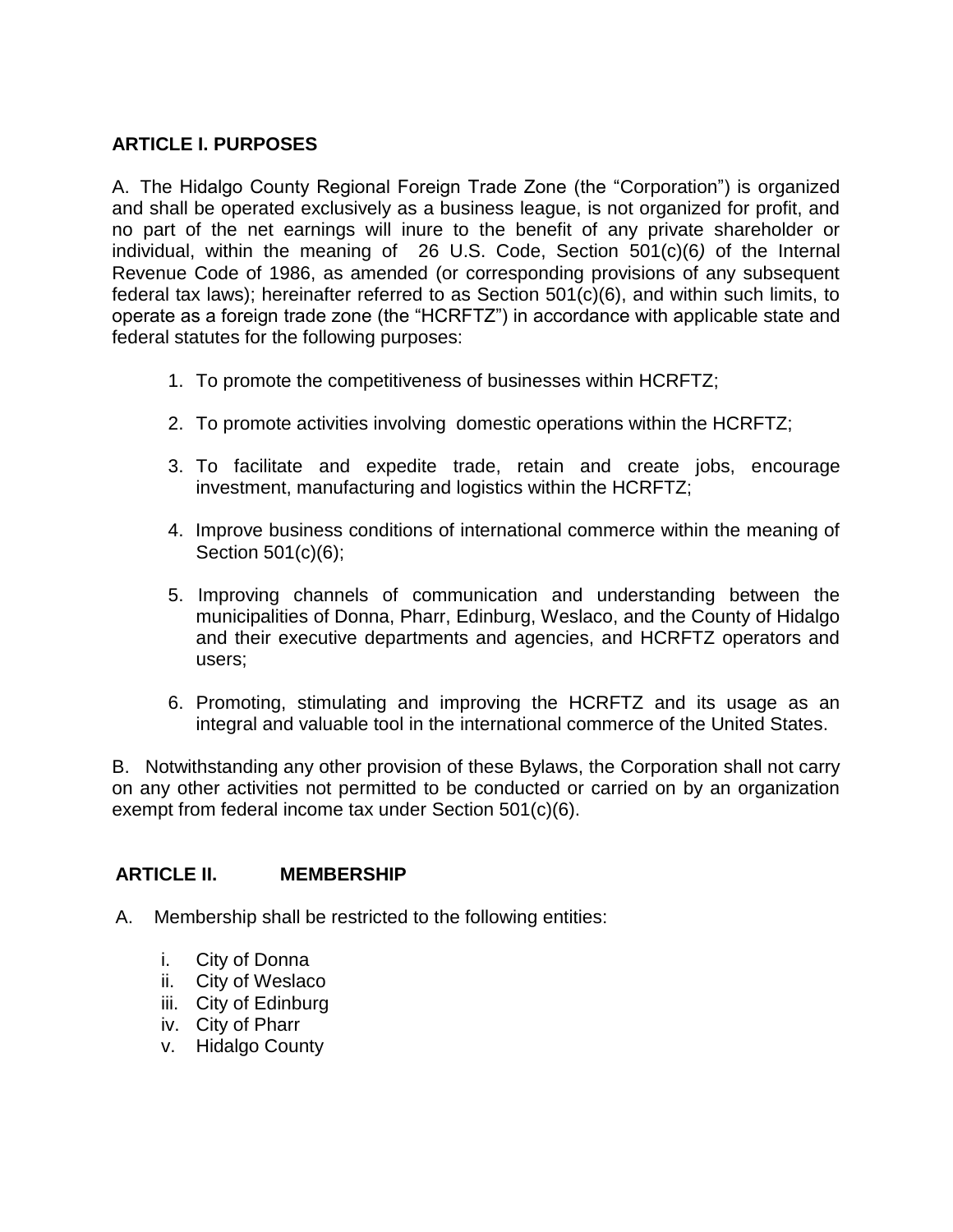## ARTICLE I. PURPOSES

A. The Hidalgo County Regional Foreign Trade Zone (the "Corporation") is organized and shall be operated exclusively as a business league, is not organized for profit, and no part of the net earnings will inure to the benefit of any private shareholder or individual, within the meaning of 26 U.S. Code, Section 501(c)(6) of the Internal Revenue Code of 1986, as amended (or corresponding provisions of any subsequent federal tax laws); hereinafter referred to as Section 501(c)(6), and within such limits, to operate as a foreign trade zone (the "HCRFTZ") in accordance with applicable state and federal statutes for the following purposes:

1. To promote the competitiveness of businesses within HCRFTZ;
2. To promote activities involving domestic operations within the HCRFTZ;
3. To facilitate and expedite trade, retain and create jobs, encourage investment, manufacturing and logistics within the HCRFTZ;
4. Improve business conditions of international commerce within the meaning of Section 501(c)(6);
5. Improving channels of communication and understanding between the municipalities of Donna, Pharr, Edinburg, Weslaco, and the County of Hidalgo and their executive departments and agencies, and HCRFTZ operators and users;
6. Promoting, stimulating and improving the HCRFTZ and its usage as an integral and valuable tool in the international commerce of the United States.

B. Notwithstanding any other provision of these Bylaws, the Corporation shall not carry on any other activities not permitted to be conducted or carried on by an organization exempt from federal income tax under Section 501(c)(6).

## ARTICLE II. MEMBERSHIP

A. Membership shall be restricted to the following entities:

i. City of Donna
ii. City of Weslaco
iii. City of Edinburg
iv. City of Pharr
v. Hidalgo County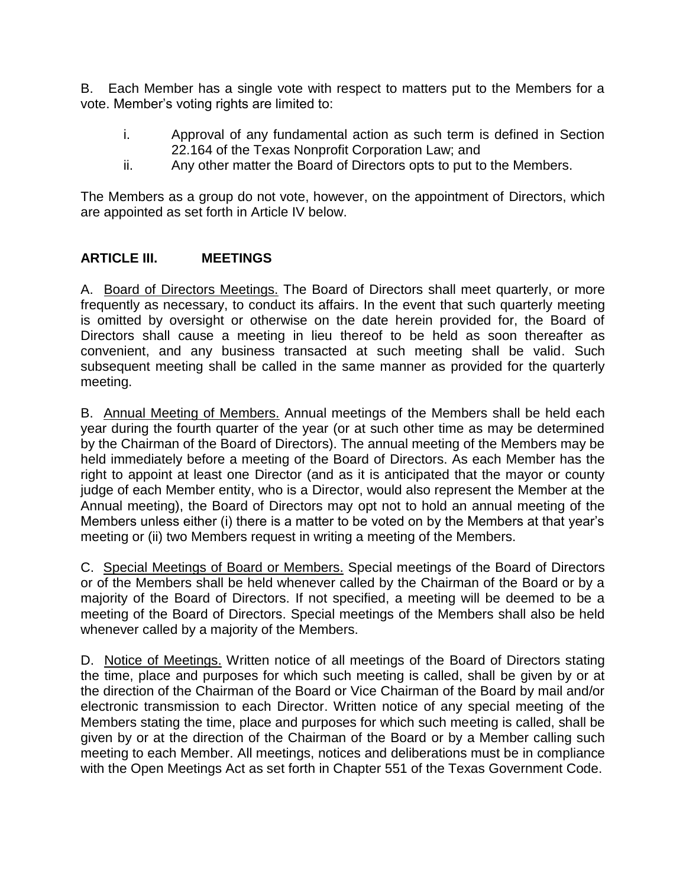B. Each Member has a single vote with respect to matters put to the Members for a vote. Member's voting rights are limited to:

i. Approval of any fundamental action as such term is defined in Section 22.164 of the Texas Nonprofit Corporation Law; and

ii. Any other matter the Board of Directors opts to put to the Members.

The Members as a group do not vote, however, on the appointment of Directors, which are appointed as set forth in Article IV below.

## ARTICLE III. MEETINGS

A. Board of Directors Meetings. The Board of Directors shall meet quarterly, or more frequently as necessary, to conduct its affairs. In the event that such quarterly meeting is omitted by oversight or otherwise on the date herein provided for, the Board of Directors shall cause a meeting in lieu thereof to be held as soon thereafter as convenient, and any business transacted at such meeting shall be valid. Such subsequent meeting shall be called in the same manner as provided for the quarterly meeting.

B. Annual Meeting of Members. Annual meetings of the Members shall be held each year during the fourth quarter of the year (or at such other time as may be determined by the Chairman of the Board of Directors). The annual meeting of the Members may be held immediately before a meeting of the Board of Directors. As each Member has the right to appoint at least one Director (and as it is anticipated that the mayor or county judge of each Member entity, who is a Director, would also represent the Member at the Annual meeting), the Board of Directors may opt not to hold an annual meeting of the Members unless either (i) there is a matter to be voted on by the Members at that year's meeting or (ii) two Members request in writing a meeting of the Members.

C. Special Meetings of Board or Members. Special meetings of the Board of Directors or of the Members shall be held whenever called by the Chairman of the Board or by a majority of the Board of Directors. If not specified, a meeting will be deemed to be a meeting of the Board of Directors. Special meetings of the Members shall also be held whenever called by a majority of the Members.

D. Notice of Meetings. Written notice of all meetings of the Board of Directors stating the time, place and purposes for which such meeting is called, shall be given by or at the direction of the Chairman of the Board or Vice Chairman of the Board by mail and/or electronic transmission to each Director. Written notice of any special meeting of the Members stating the time, place and purposes for which such meeting is called, shall be given by or at the direction of the Chairman of the Board or by a Member calling such meeting to each Member. All meetings, notices and deliberations must be in compliance with the Open Meetings Act as set forth in Chapter 551 of the Texas Government Code.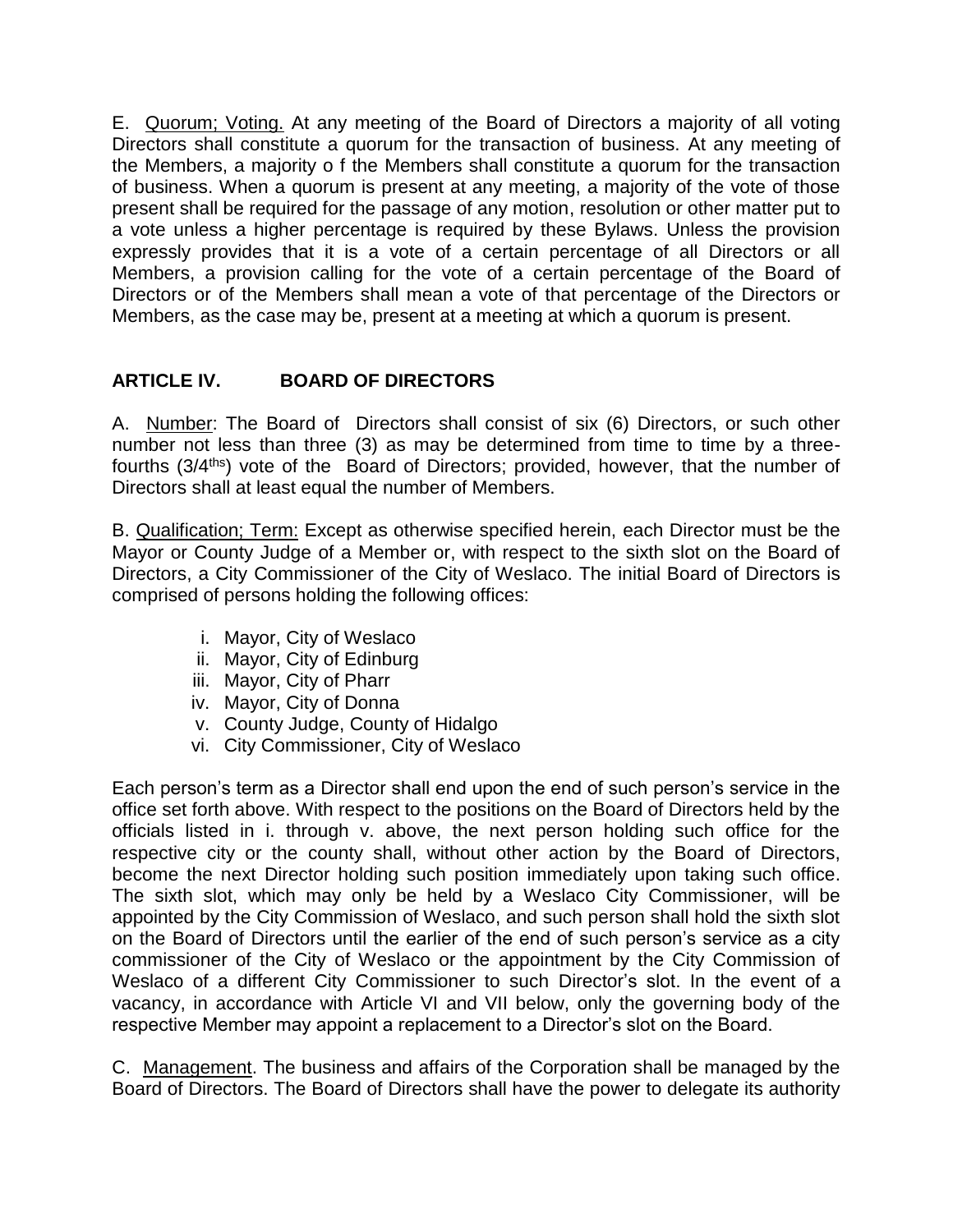E. Quorum; Voting. At any meeting of the Board of Directors a majority of all voting Directors shall constitute a quorum for the transaction of business. At any meeting of the Members, a majority o f the Members shall constitute a quorum for the transaction of business. When a quorum is present at any meeting, a majority of the vote of those present shall be required for the passage of any motion, resolution or other matter put to a vote unless a higher percentage is required by these Bylaws. Unless the provision expressly provides that it is a vote of a certain percentage of all Directors or all Members, a provision calling for the vote of a certain percentage of the Board of Directors or of the Members shall mean a vote of that percentage of the Directors or Members, as the case may be, present at a meeting at which a quorum is present.

## ARTICLE IV. BOARD OF DIRECTORS

A. Number: The Board of Directors shall consist of six (6) Directors, or such other number not less than three (3) as may be determined from time to time by a three-fourths (3/4ths) vote of the Board of Directors; provided, however, that the number of Directors shall at least equal the number of Members.

B. Qualification; Term: Except as otherwise specified herein, each Director must be the Mayor or County Judge of a Member or, with respect to the sixth slot on the Board of Directors, a City Commissioner of the City of Weslaco. The initial Board of Directors is comprised of persons holding the following offices:

- i. Mayor, City of Weslaco
- ii. Mayor, City of Edinburg
- iii. Mayor, City of Pharr
- iv. Mayor, City of Donna
- v. County Judge, County of Hidalgo
- vi. City Commissioner, City of Weslaco

Each person's term as a Director shall end upon the end of such person's service in the office set forth above. With respect to the positions on the Board of Directors held by the officials listed in i. through v. above, the next person holding such office for the respective city or the county shall, without other action by the Board of Directors, become the next Director holding such position immediately upon taking such office. The sixth slot, which may only be held by a Weslaco City Commissioner, will be appointed by the City Commission of Weslaco, and such person shall hold the sixth slot on the Board of Directors until the earlier of the end of such person's service as a city commissioner of the City of Weslaco or the appointment by the City Commission of Weslaco of a different City Commissioner to such Director's slot. In the event of a vacancy, in accordance with Article VI and VII below, only the governing body of the respective Member may appoint a replacement to a Director's slot on the Board.

C. Management. The business and affairs of the Corporation shall be managed by the Board of Directors. The Board of Directors shall have the power to delegate its authority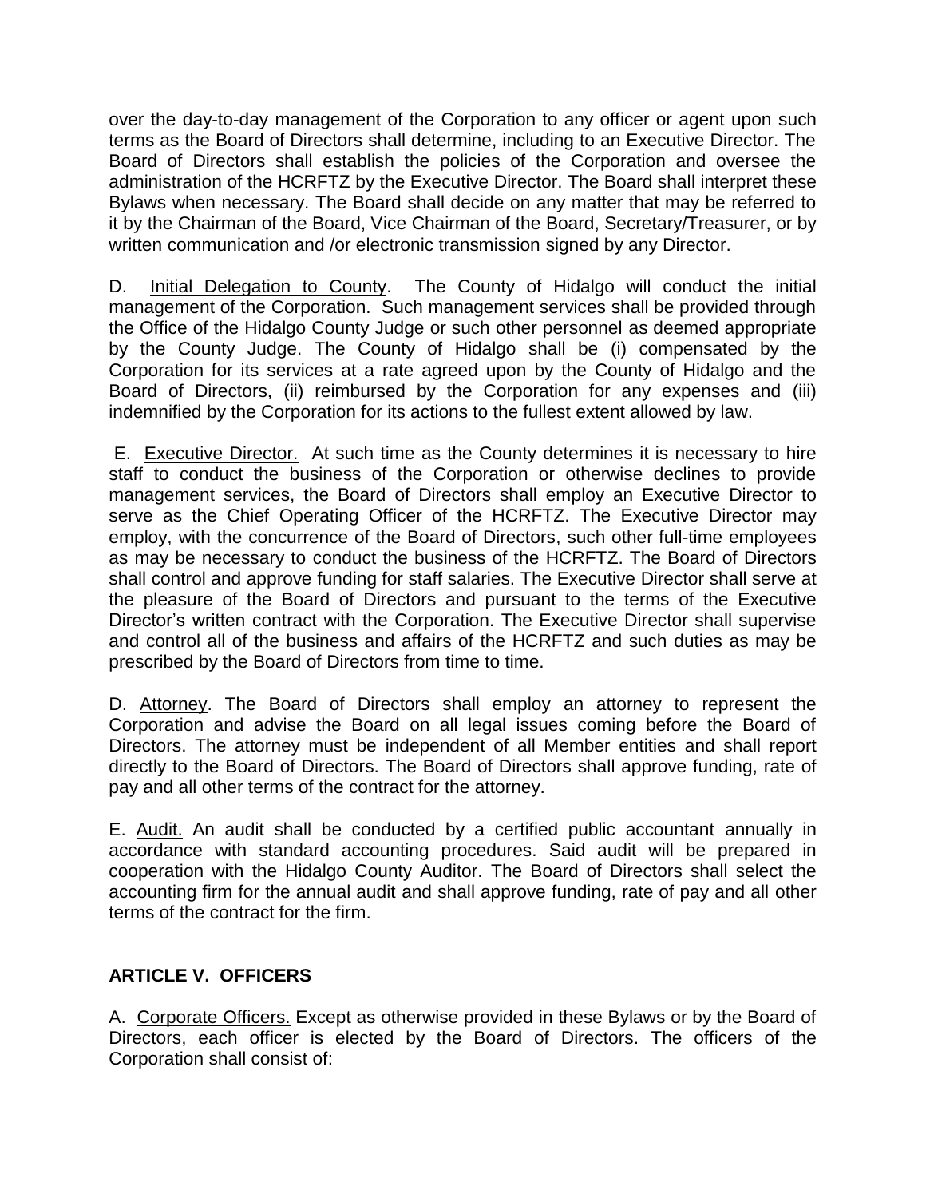over the day-to-day management of the Corporation to any officer or agent upon such terms as the Board of Directors shall determine, including to an Executive Director. The Board of Directors shall establish the policies of the Corporation and oversee the administration of the HCRFTZ by the Executive Director. The Board shall interpret these Bylaws when necessary. The Board shall decide on any matter that may be referred to it by the Chairman of the Board, Vice Chairman of the Board, Secretary/Treasurer, or by written communication and /or electronic transmission signed by any Director.

D. Initial Delegation to County. The County of Hidalgo will conduct the initial management of the Corporation. Such management services shall be provided through the Office of the Hidalgo County Judge or such other personnel as deemed appropriate by the County Judge. The County of Hidalgo shall be (i) compensated by the Corporation for its services at a rate agreed upon by the County of Hidalgo and the Board of Directors, (ii) reimbursed by the Corporation for any expenses and (iii) indemnified by the Corporation for its actions to the fullest extent allowed by law.

E. Executive Director. At such time as the County determines it is necessary to hire staff to conduct the business of the Corporation or otherwise declines to provide management services, the Board of Directors shall employ an Executive Director to serve as the Chief Operating Officer of the HCRFTZ. The Executive Director may employ, with the concurrence of the Board of Directors, such other full-time employees as may be necessary to conduct the business of the HCRFTZ. The Board of Directors shall control and approve funding for staff salaries. The Executive Director shall serve at the pleasure of the Board of Directors and pursuant to the terms of the Executive Director's written contract with the Corporation. The Executive Director shall supervise and control all of the business and affairs of the HCRFTZ and such duties as may be prescribed by the Board of Directors from time to time.

D. Attorney. The Board of Directors shall employ an attorney to represent the Corporation and advise the Board on all legal issues coming before the Board of Directors. The attorney must be independent of all Member entities and shall report directly to the Board of Directors. The Board of Directors shall approve funding, rate of pay and all other terms of the contract for the attorney.

E. Audit. An audit shall be conducted by a certified public accountant annually in accordance with standard accounting procedures. Said audit will be prepared in cooperation with the Hidalgo County Auditor. The Board of Directors shall select the accounting firm for the annual audit and shall approve funding, rate of pay and all other terms of the contract for the firm.

## ARTICLE V. OFFICERS

A. Corporate Officers. Except as otherwise provided in these Bylaws or by the Board of Directors, each officer is elected by the Board of Directors. The officers of the Corporation shall consist of: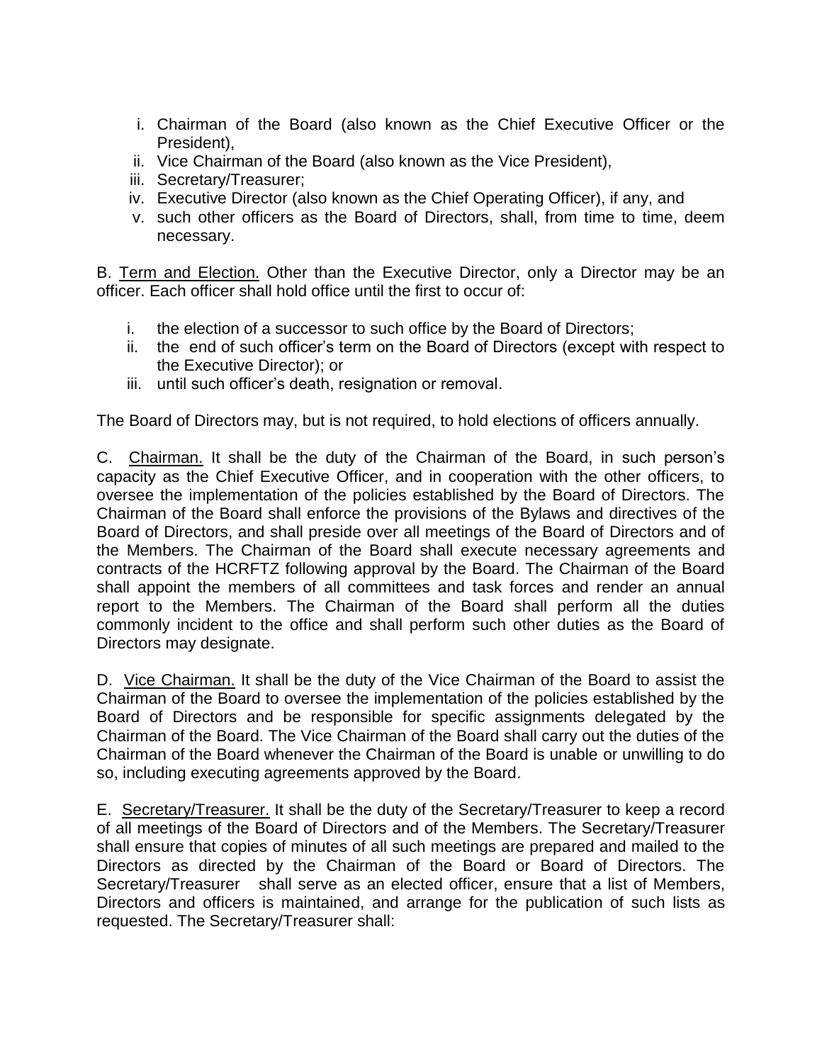i. Chairman of the Board (also known as the Chief Executive Officer or the President),
ii. Vice Chairman of the Board (also known as the Vice President),
iii. Secretary/Treasurer;
iv. Executive Director (also known as the Chief Operating Officer), if any, and
v. such other officers as the Board of Directors, shall, from time to time, deem necessary.

B. <u>Term and Election.</u> Other than the Executive Director, only a Director may be an officer. Each officer shall hold office until the first to occur of:

i. the election of a successor to such office by the Board of Directors;
ii. the end of such officer's term on the Board of Directors (except with respect to the Executive Director); or
iii. until such officer's death, resignation or removal.

The Board of Directors may, but is not required, to hold elections of officers annually.

C. <u>Chairman.</u> It shall be the duty of the Chairman of the Board, in such person's capacity as the Chief Executive Officer, and in cooperation with the other officers, to oversee the implementation of the policies established by the Board of Directors. The Chairman of the Board shall enforce the provisions of the Bylaws and directives of the Board of Directors, and shall preside over all meetings of the Board of Directors and of the Members. The Chairman of the Board shall execute necessary agreements and contracts of the HCRFTZ following approval by the Board. The Chairman of the Board shall appoint the members of all committees and task forces and render an annual report to the Members. The Chairman of the Board shall perform all the duties commonly incident to the office and shall perform such other duties as the Board of Directors may designate.

D. <u>Vice Chairman.</u> It shall be the duty of the Vice Chairman of the Board to assist the Chairman of the Board to oversee the implementation of the policies established by the Board of Directors and be responsible for specific assignments delegated by the Chairman of the Board. The Vice Chairman of the Board shall carry out the duties of the Chairman of the Board whenever the Chairman of the Board is unable or unwilling to do so, including executing agreements approved by the Board.

E. <u>Secretary/Treasurer.</u> It shall be the duty of the Secretary/Treasurer to keep a record of all meetings of the Board of Directors and of the Members. The Secretary/Treasurer shall ensure that copies of minutes of all such meetings are prepared and mailed to the Directors as directed by the Chairman of the Board or Board of Directors. The Secretary/Treasurer shall serve as an elected officer, ensure that a list of Members, Directors and officers is maintained, and arrange for the publication of such lists as requested. The Secretary/Treasurer shall: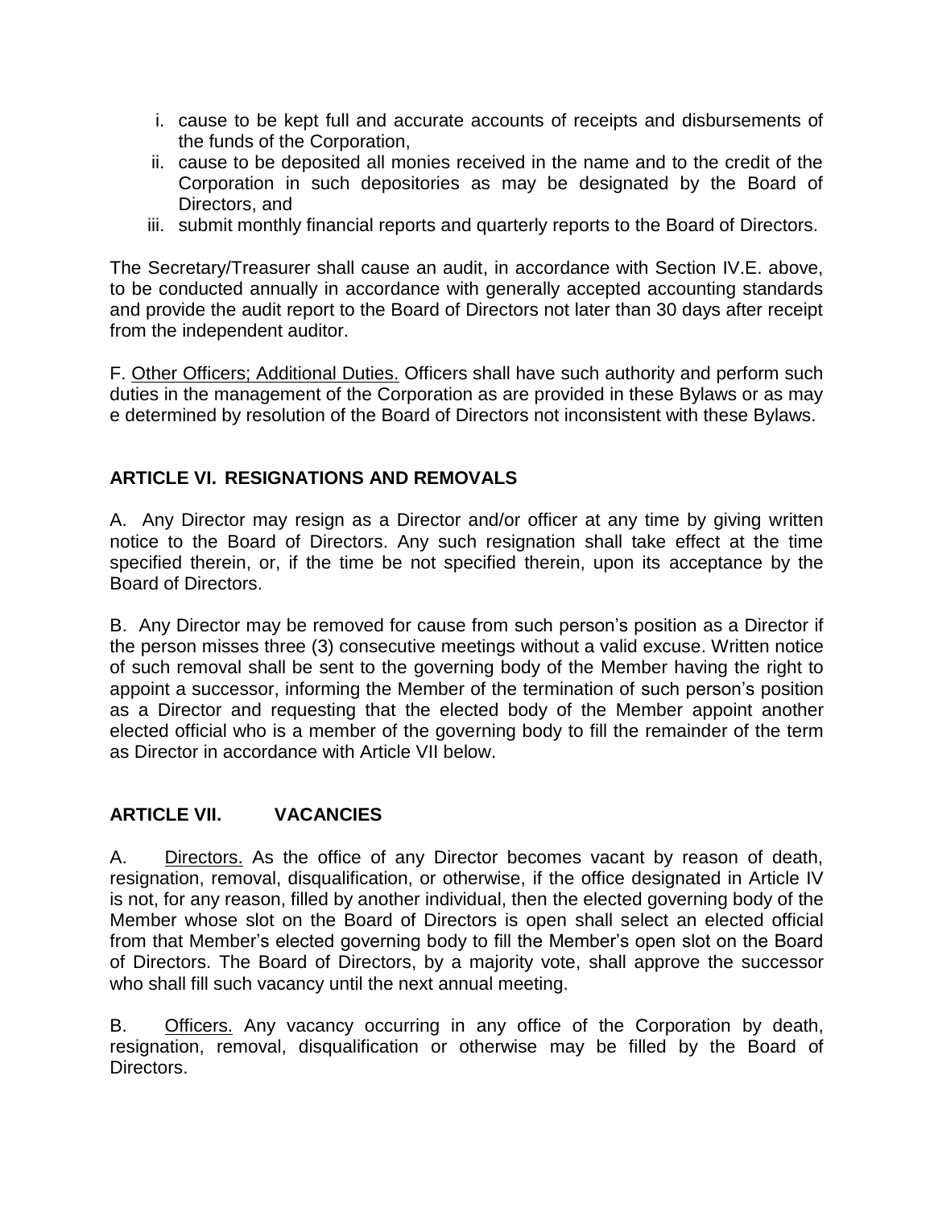i. cause to be kept full and accurate accounts of receipts and disbursements of the funds of the Corporation,
ii. cause to be deposited all monies received in the name and to the credit of the Corporation in such depositories as may be designated by the Board of Directors, and
iii. submit monthly financial reports and quarterly reports to the Board of Directors.

The Secretary/Treasurer shall cause an audit, in accordance with Section IV.E. above, to be conducted annually in accordance with generally accepted accounting standards and provide the audit report to the Board of Directors not later than 30 days after receipt from the independent auditor.

F. Other Officers; Additional Duties. Officers shall have such authority and perform such duties in the management of the Corporation as are provided in these Bylaws or as may e determined by resolution of the Board of Directors not inconsistent with these Bylaws.

## ARTICLE VI. RESIGNATIONS AND REMOVALS

A. Any Director may resign as a Director and/or officer at any time by giving written notice to the Board of Directors. Any such resignation shall take effect at the time specified therein, or, if the time be not specified therein, upon its acceptance by the Board of Directors.

B. Any Director may be removed for cause from such person's position as a Director if the person misses three (3) consecutive meetings without a valid excuse. Written notice of such removal shall be sent to the governing body of the Member having the right to appoint a successor, informing the Member of the termination of such person's position as a Director and requesting that the elected body of the Member appoint another elected official who is a member of the governing body to fill the remainder of the term as Director in accordance with Article VII below.

## ARTICLE VII. VACANCIES

A. Directors. As the office of any Director becomes vacant by reason of death, resignation, removal, disqualification, or otherwise, if the office designated in Article IV is not, for any reason, filled by another individual, then the elected governing body of the Member whose slot on the Board of Directors is open shall select an elected official from that Member's elected governing body to fill the Member's open slot on the Board of Directors. The Board of Directors, by a majority vote, shall approve the successor who shall fill such vacancy until the next annual meeting.

B. Officers. Any vacancy occurring in any office of the Corporation by death, resignation, removal, disqualification or otherwise may be filled by the Board of Directors.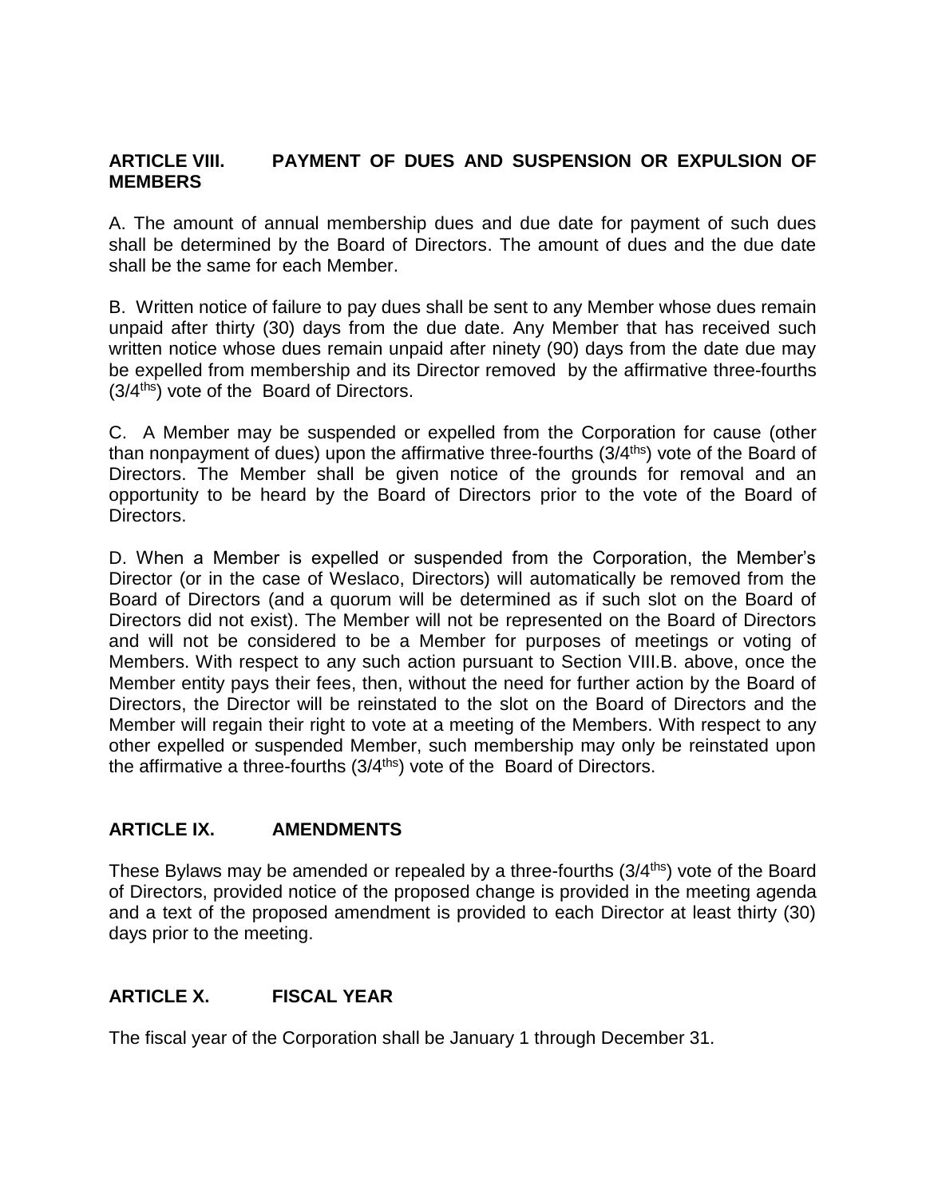## ARTICLE VIII. PAYMENT OF DUES AND SUSPENSION OR EXPULSION OF MEMBERS

A. The amount of annual membership dues and due date for payment of such dues shall be determined by the Board of Directors. The amount of dues and the due date shall be the same for each Member.

B. Written notice of failure to pay dues shall be sent to any Member whose dues remain unpaid after thirty (30) days from the due date. Any Member that has received such written notice whose dues remain unpaid after ninety (90) days from the date due may be expelled from membership and its Director removed by the affirmative three-fourths (3/4ths) vote of the Board of Directors.

C. A Member may be suspended or expelled from the Corporation for cause (other than nonpayment of dues) upon the affirmative three-fourths (3/4ths) vote of the Board of Directors. The Member shall be given notice of the grounds for removal and an opportunity to be heard by the Board of Directors prior to the vote of the Board of Directors.

D. When a Member is expelled or suspended from the Corporation, the Member's Director (or in the case of Weslaco, Directors) will automatically be removed from the Board of Directors (and a quorum will be determined as if such slot on the Board of Directors did not exist). The Member will not be represented on the Board of Directors and will not be considered to be a Member for purposes of meetings or voting of Members. With respect to any such action pursuant to Section VIII.B. above, once the Member entity pays their fees, then, without the need for further action by the Board of Directors, the Director will be reinstated to the slot on the Board of Directors and the Member will regain their right to vote at a meeting of the Members. With respect to any other expelled or suspended Member, such membership may only be reinstated upon the affirmative a three-fourths (3/4ths) vote of the Board of Directors.

## ARTICLE IX. AMENDMENTS

These Bylaws may be amended or repealed by a three-fourths (3/4ths) vote of the Board of Directors, provided notice of the proposed change is provided in the meeting agenda and a text of the proposed amendment is provided to each Director at least thirty (30) days prior to the meeting.

## ARTICLE X. FISCAL YEAR

The fiscal year of the Corporation shall be January 1 through December 31.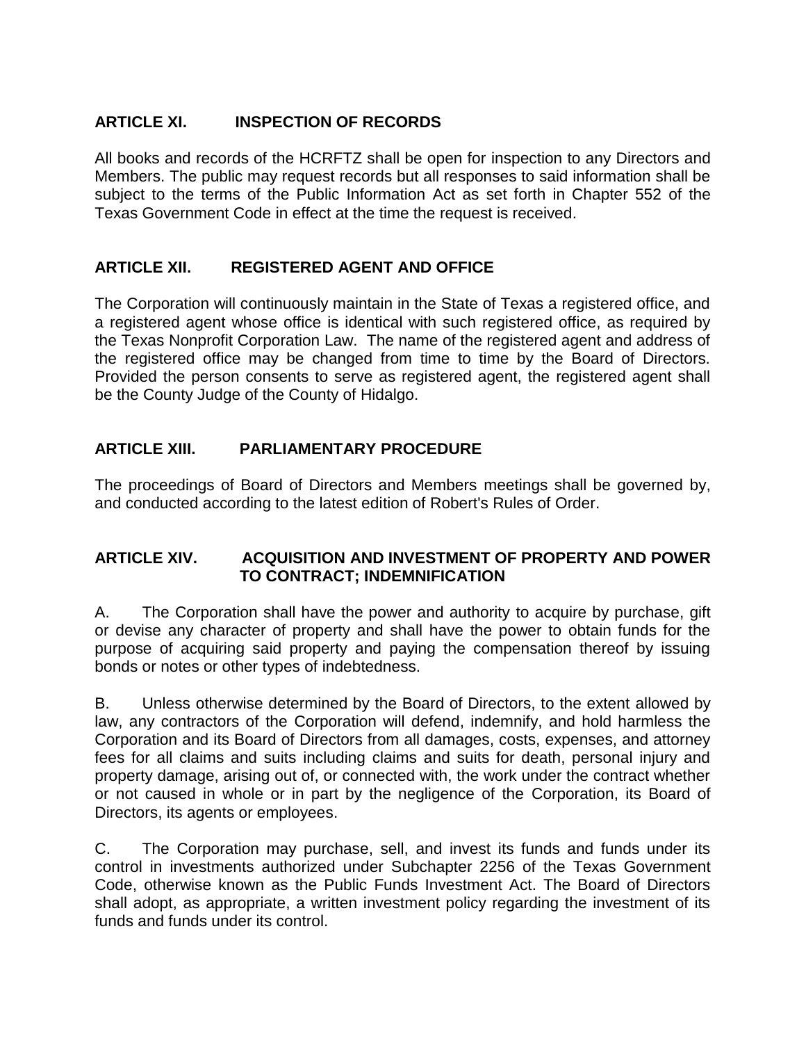## ARTICLE XI. INSPECTION OF RECORDS

All books and records of the HCRFTZ shall be open for inspection to any Directors and Members. The public may request records but all responses to said information shall be subject to the terms of the Public Information Act as set forth in Chapter 552 of the Texas Government Code in effect at the time the request is received.

## ARTICLE XII. REGISTERED AGENT AND OFFICE

The Corporation will continuously maintain in the State of Texas a registered office, and a registered agent whose office is identical with such registered office, as required by the Texas Nonprofit Corporation Law. The name of the registered agent and address of the registered office may be changed from time to time by the Board of Directors. Provided the person consents to serve as registered agent, the registered agent shall be the County Judge of the County of Hidalgo.

## ARTICLE XIII. PARLIAMENTARY PROCEDURE

The proceedings of Board of Directors and Members meetings shall be governed by, and conducted according to the latest edition of Robert's Rules of Order.

## ARTICLE XIV. ACQUISITION AND INVESTMENT OF PROPERTY AND POWER TO CONTRACT; INDEMNIFICATION

A. The Corporation shall have the power and authority to acquire by purchase, gift or devise any character of property and shall have the power to obtain funds for the purpose of acquiring said property and paying the compensation thereof by issuing bonds or notes or other types of indebtedness.

B. Unless otherwise determined by the Board of Directors, to the extent allowed by law, any contractors of the Corporation will defend, indemnify, and hold harmless the Corporation and its Board of Directors from all damages, costs, expenses, and attorney fees for all claims and suits including claims and suits for death, personal injury and property damage, arising out of, or connected with, the work under the contract whether or not caused in whole or in part by the negligence of the Corporation, its Board of Directors, its agents or employees.

C. The Corporation may purchase, sell, and invest its funds and funds under its control in investments authorized under Subchapter 2256 of the Texas Government Code, otherwise known as the Public Funds Investment Act. The Board of Directors shall adopt, as appropriate, a written investment policy regarding the investment of its funds and funds under its control.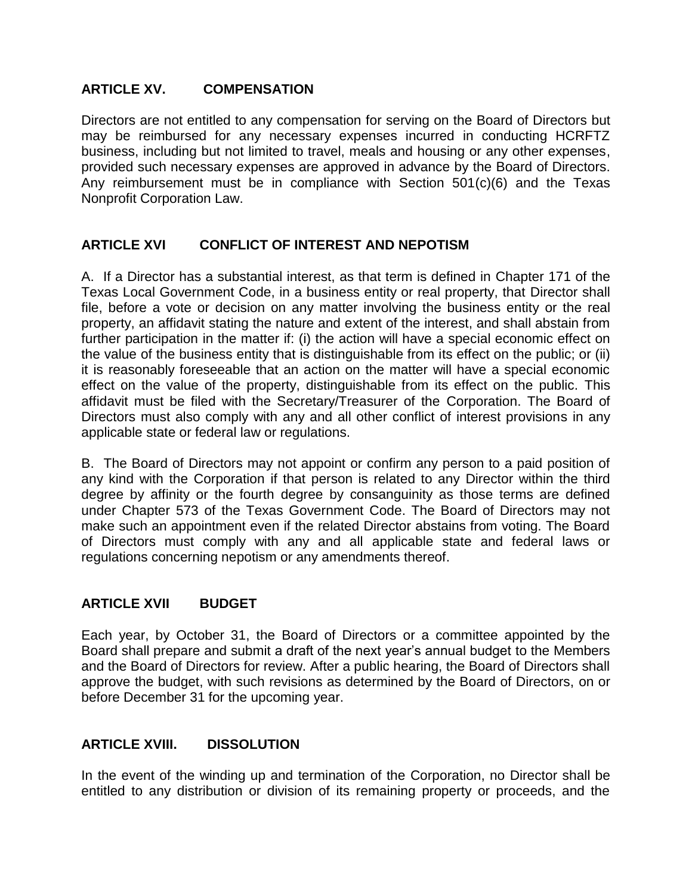## ARTICLE XV. COMPENSATION

Directors are not entitled to any compensation for serving on the Board of Directors but may be reimbursed for any necessary expenses incurred in conducting HCRFTZ business, including but not limited to travel, meals and housing or any other expenses, provided such necessary expenses are approved in advance by the Board of Directors. Any reimbursement must be in compliance with Section 501(c)(6) and the Texas Nonprofit Corporation Law.

## ARTICLE XVI CONFLICT OF INTEREST AND NEPOTISM

A. If a Director has a substantial interest, as that term is defined in Chapter 171 of the Texas Local Government Code, in a business entity or real property, that Director shall file, before a vote or decision on any matter involving the business entity or the real property, an affidavit stating the nature and extent of the interest, and shall abstain from further participation in the matter if: (i) the action will have a special economic effect on the value of the business entity that is distinguishable from its effect on the public; or (ii) it is reasonably foreseeable that an action on the matter will have a special economic effect on the value of the property, distinguishable from its effect on the public. This affidavit must be filed with the Secretary/Treasurer of the Corporation. The Board of Directors must also comply with any and all other conflict of interest provisions in any applicable state or federal law or regulations.

B. The Board of Directors may not appoint or confirm any person to a paid position of any kind with the Corporation if that person is related to any Director within the third degree by affinity or the fourth degree by consanguinity as those terms are defined under Chapter 573 of the Texas Government Code. The Board of Directors may not make such an appointment even if the related Director abstains from voting. The Board of Directors must comply with any and all applicable state and federal laws or regulations concerning nepotism or any amendments thereof.

## ARTICLE XVII BUDGET

Each year, by October 31, the Board of Directors or a committee appointed by the Board shall prepare and submit a draft of the next year's annual budget to the Members and the Board of Directors for review. After a public hearing, the Board of Directors shall approve the budget, with such revisions as determined by the Board of Directors, on or before December 31 for the upcoming year.

## ARTICLE XVIII. DISSOLUTION

In the event of the winding up and termination of the Corporation, no Director shall be entitled to any distribution or division of its remaining property or proceeds, and the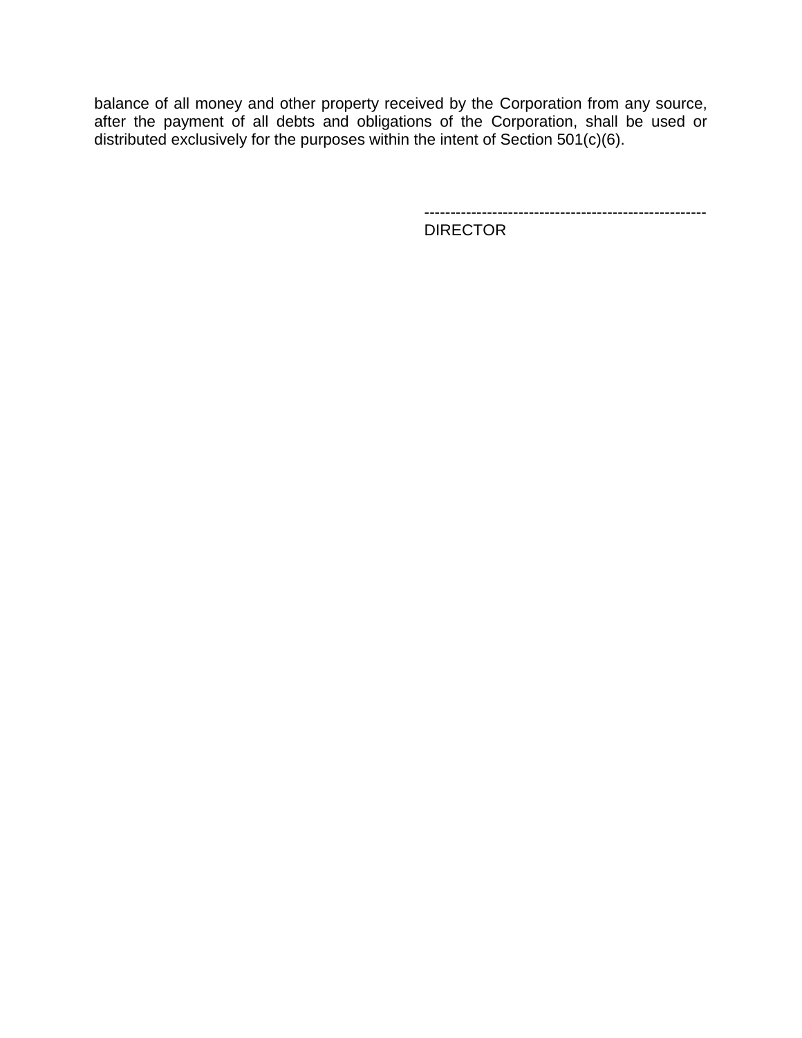balance of all money and other property received by the Corporation from any source, after the payment of all debts and obligations of the Corporation, shall be used or distributed exclusively for the purposes within the intent of Section 501(c)(6).

-----------------------------------------------------
DIRECTOR